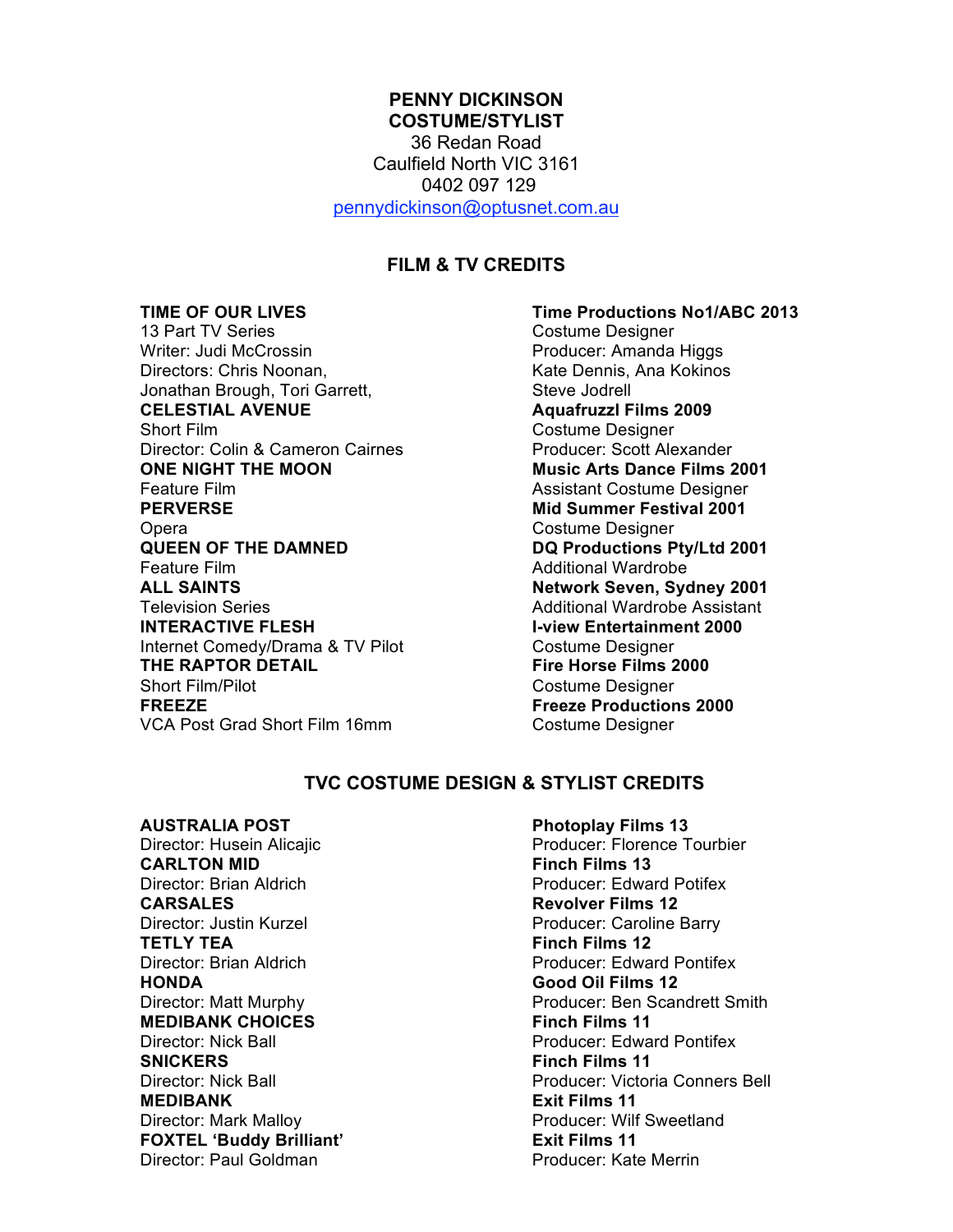# PENNY DICKINSON
## COSTUME/STYLIST

36 Redan Road
Caulfield North VIC 3161
0402 097 129
pennydickinson@optusnet.com.au

## FILM & TV CREDITS

**TIME OF OUR LIVES** — **Time Productions No1/ABC 2013**
13 Part TV Series
Costume Designer
Writer: Judi McCrossin
Producer: Amanda Higgs
Directors: Chris Noonan, Jonathan Brough, Tori Garrett, Kate Dennis, Ana Kokinos, Steve Jodrell

**CELESTIAL AVENUE** — **Aquafruzzl Films 2009**
Short Film
Costume Designer
Director: Colin & Cameron Cairnes
Producer: Scott Alexander

**ONE NIGHT THE MOON** — **Music Arts Dance Films 2001**
Feature Film
Assistant Costume Designer

**PERVERSE** — **Mid Summer Festival 2001**
Opera
Costume Designer

**QUEEN OF THE DAMNED** — **DQ Productions Pty/Ltd 2001**
Feature Film
Additional Wardrobe

**ALL SAINTS** — **Network Seven, Sydney 2001**
Television Series
Additional Wardrobe Assistant

**INTERACTIVE FLESH** — **I-view Entertainment 2000**
Internet Comedy/Drama & TV Pilot
Costume Designer

**THE RAPTOR DETAIL** — **Fire Horse Films 2000**
Short Film/Pilot
Costume Designer

**FREEZE** — **Freeze Productions 2000**
VCA Post Grad Short Film 16mm
Costume Designer

## TVC COSTUME DESIGN & STYLIST CREDITS

**AUSTRALIA POST** — **Photoplay Films 13**
Director: Husein Alicajic
Producer: Florence Tourbier

**CARLTON MID** — **Finch Films 13**
Director: Brian Aldrich
Producer: Edward Potifex

**CARSALES** — **Revolver Films 12**
Director: Justin Kurzel
Producer: Caroline Barry

**TETLY TEA** — **Finch Films 12**
Director: Brian Aldrich
Producer: Edward Pontifex

**HONDA** — **Good Oil Films 12**
Director: Matt Murphy
Producer: Ben Scandrett Smith

**MEDIBANK CHOICES** — **Finch Films 11**
Director: Nick Ball
Producer: Edward Pontifex

**SNICKERS** — **Finch Films 11**
Director: Nick Ball
Producer: Victoria Conners Bell

**MEDIBANK** — **Exit Films 11**
Director: Mark Malloy
Producer: Wilf Sweetland

**FOXTEL 'Buddy Brilliant'** — **Exit Films 11**
Director: Paul Goldman
Producer: Kate Merrin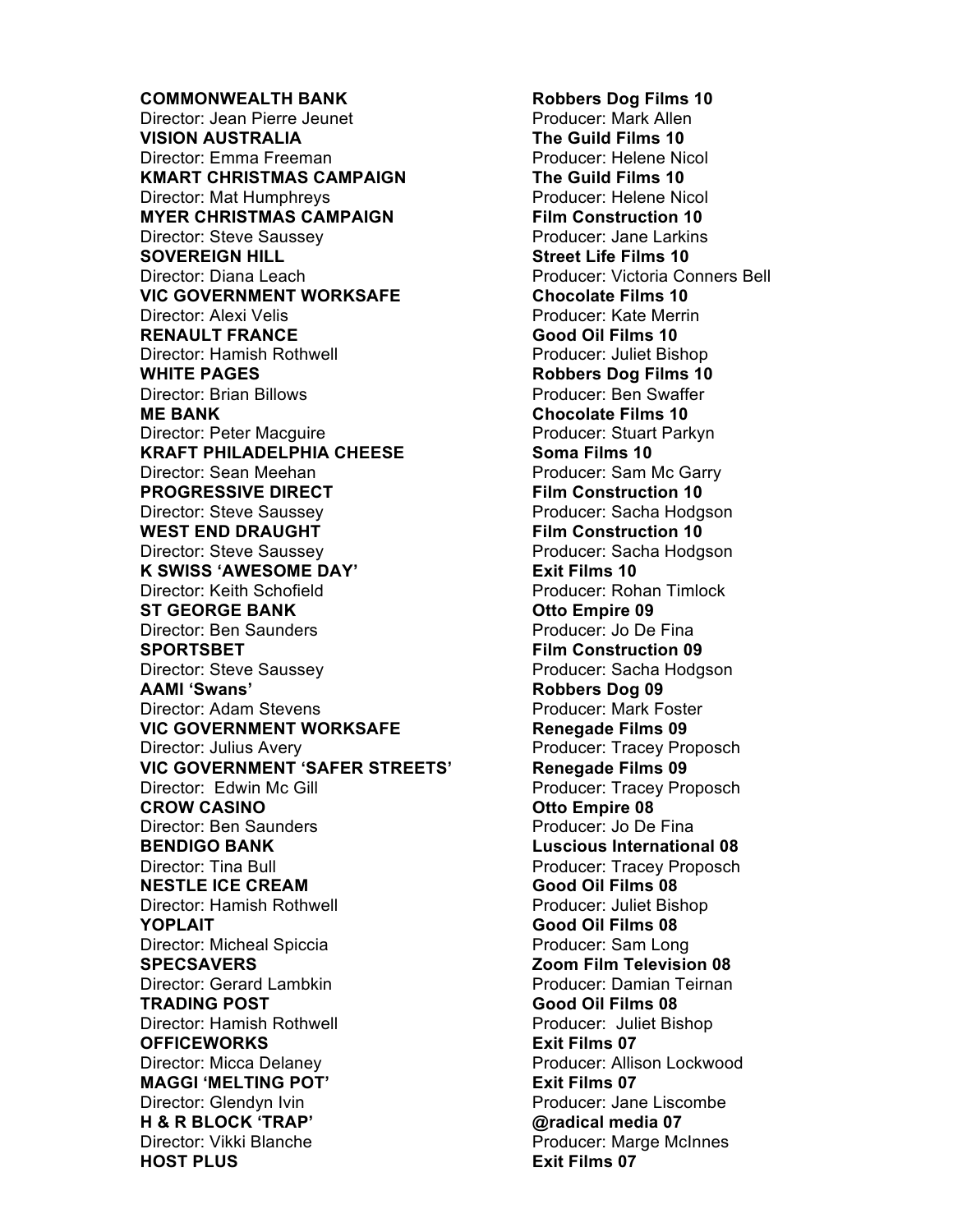**COMMONWEALTH BANK**
Director: Jean Pierre Jeunet
**Robbers Dog Films 10**
Producer: Mark Allen

**VISION AUSTRALIA**
Director: Emma Freeman
**The Guild Films 10**
Producer: Helene Nicol

**KMART CHRISTMAS CAMPAIGN**
Director: Mat Humphreys
**The Guild Films 10**
Producer: Helene Nicol

**MYER CHRISTMAS CAMPAIGN**
Director: Steve Saussey
**Film Construction 10**
Producer: Jane Larkins

**SOVEREIGN HILL**
Director: Diana Leach
**Street Life Films 10**
Producer: Victoria Conners Bell

**VIC GOVERNMENT WORKSAFE**
Director: Alexi Velis
**Chocolate Films 10**
Producer: Kate Merrin

**RENAULT FRANCE**
Director: Hamish Rothwell
**Good Oil Films 10**
Producer: Juliet Bishop

**WHITE PAGES**
Director: Brian Billows
**Robbers Dog Films 10**
Producer: Ben Swaffer

**ME BANK**
Director: Peter Macguire
**Chocolate Films 10**
Producer: Stuart Parkyn

**KRAFT PHILADELPHIA CHEESE**
Director: Sean Meehan
**Soma Films 10**
Producer: Sam Mc Garry

**PROGRESSIVE DIRECT**
Director: Steve Saussey
**Film Construction 10**
Producer: Sacha Hodgson

**WEST END DRAUGHT**
Director: Steve Saussey
**Film Construction 10**
Producer: Sacha Hodgson

**K SWISS 'AWESOME DAY'**
Director: Keith Schofield
**Exit Films 10**
Producer: Rohan Timlock

**ST GEORGE BANK**
Director: Ben Saunders
**Otto Empire 09**
Producer: Jo De Fina

**SPORTSBET**
Director: Steve Saussey
**Film Construction 09**
Producer: Sacha Hodgson

**AAMI 'Swans'**
Director: Adam Stevens
**Robbers Dog 09**
Producer: Mark Foster

**VIC GOVERNMENT WORKSAFE**
Director: Julius Avery
**Renegade Films 09**
Producer: Tracey Proposch

**VIC GOVERNMENT 'SAFER STREETS'**
Director: Edwin Mc Gill
**Renegade Films 09**
Producer: Tracey Proposch

**CROW CASINO**
Director: Ben Saunders
**Otto Empire 08**
Producer: Jo De Fina

**BENDIGO BANK**
Director: Tina Bull
**Luscious International 08**
Producer: Tracey Proposch

**NESTLE ICE CREAM**
Director: Hamish Rothwell
**Good Oil Films 08**
Producer: Juliet Bishop

**YOPLAIT**
Director: Micheal Spiccia
**Good Oil Films 08**
Producer: Sam Long

**SPECSAVERS**
Director: Gerard Lambkin
**Zoom Film Television 08**
Producer: Damian Teirnan

**TRADING POST**
Director: Hamish Rothwell
**Good Oil Films 08**
Producer: Juliet Bishop

**OFFICEWORKS**
Director: Micca Delaney
**Exit Films 07**
Producer: Allison Lockwood

**MAGGI 'MELTING POT'**
Director: Glendyn Ivin
**Exit Films 07**
Producer: Jane Liscombe

**H & R BLOCK 'TRAP'**
Director: Vikki Blanche
**@radical media 07**
Producer: Marge McInnes

**HOST PLUS**
**Exit Films 07**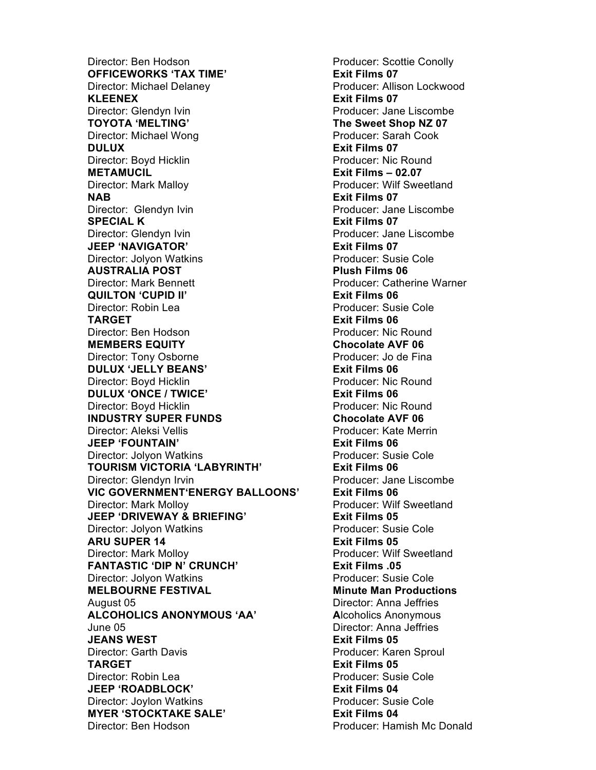Director: Ben Hodson
Producer: Scottie Conolly

**OFFICEWORKS 'TAX TIME'**
**Exit Films 07**
Director: Michael Delaney
Producer: Allison Lockwood

**KLEENEX**
**Exit Films 07**
Director: Glendyn Ivin
Producer: Jane Liscombe

**TOYOTA 'MELTING'**
**The Sweet Shop NZ 07**
Director: Michael Wong
Producer: Sarah Cook

**DULUX**
**Exit Films 07**
Director: Boyd Hicklin
Producer: Nic Round

**METAMUCIL**
**Exit Films – 02.07**
Director: Mark Malloy
Producer: Wilf Sweetland

**NAB**
**Exit Films 07**
Director: Glendyn Ivin
Producer: Jane Liscombe

**SPECIAL K**
**Exit Films 07**
Director: Glendyn Ivin
Producer: Jane Liscombe

**JEEP 'NAVIGATOR'**
**Exit Films 07**
Director: Jolyon Watkins
Producer: Susie Cole

**AUSTRALIA POST**
**Plush Films 06**
Director: Mark Bennett
Producer: Catherine Warner

**QUILTON 'CUPID II'**
**Exit Films 06**
Director: Robin Lea
Producer: Susie Cole

**TARGET**
**Exit Films 06**
Director: Ben Hodson
Producer: Nic Round

**MEMBERS EQUITY**
**Chocolate AVF 06**
Director: Tony Osborne
Producer: Jo de Fina

**DULUX 'JELLY BEANS'**
**Exit Films 06**
Director: Boyd Hicklin
Producer: Nic Round

**DULUX 'ONCE / TWICE'**
**Exit Films 06**
Director: Boyd Hicklin
Producer: Nic Round

**INDUSTRY SUPER FUNDS**
**Chocolate AVF 06**
Director: Aleksi Vellis
Producer: Kate Merrin

**JEEP 'FOUNTAIN'**
**Exit Films 06**
Director: Jolyon Watkins
Producer: Susie Cole

**TOURISM VICTORIA 'LABYRINTH'**
**Exit Films 06**
Director: Glendyn Irvin
Producer: Jane Liscombe

**VIC GOVERNMENT'ENERGY BALLOONS'**
**Exit Films 06**
Director: Mark Molloy
Producer: Wilf Sweetland

**JEEP 'DRIVEWAY & BRIEFING'**
**Exit Films 05**
Director: Jolyon Watkins
Producer: Susie Cole

**ARU SUPER 14**
**Exit Films 05**
Director: Mark Molloy
Producer: Wilf Sweetland

**FANTASTIC 'DIP N' CRUNCH'**
**Exit Films .05**
Director: Jolyon Watkins
Producer: Susie Cole

**MELBOURNE FESTIVAL**
**Minute Man Productions**
August 05
Director: Anna Jeffries

**ALCOHOLICS ANONYMOUS 'AA'**
**A**lcoholics Anonymous
June 05
Director: Anna Jeffries

**JEANS WEST**
**Exit Films 05**
Director: Garth Davis
Producer: Karen Sproul

**TARGET**
**Exit Films 05**
Director: Robin Lea
Producer: Susie Cole

**JEEP 'ROADBLOCK'**
**Exit Films 04**
Director: Joylon Watkins
Producer: Susie Cole

**MYER 'STOCKTAKE SALE'**
**Exit Films 04**
Director: Ben Hodson
Producer: Hamish Mc Donald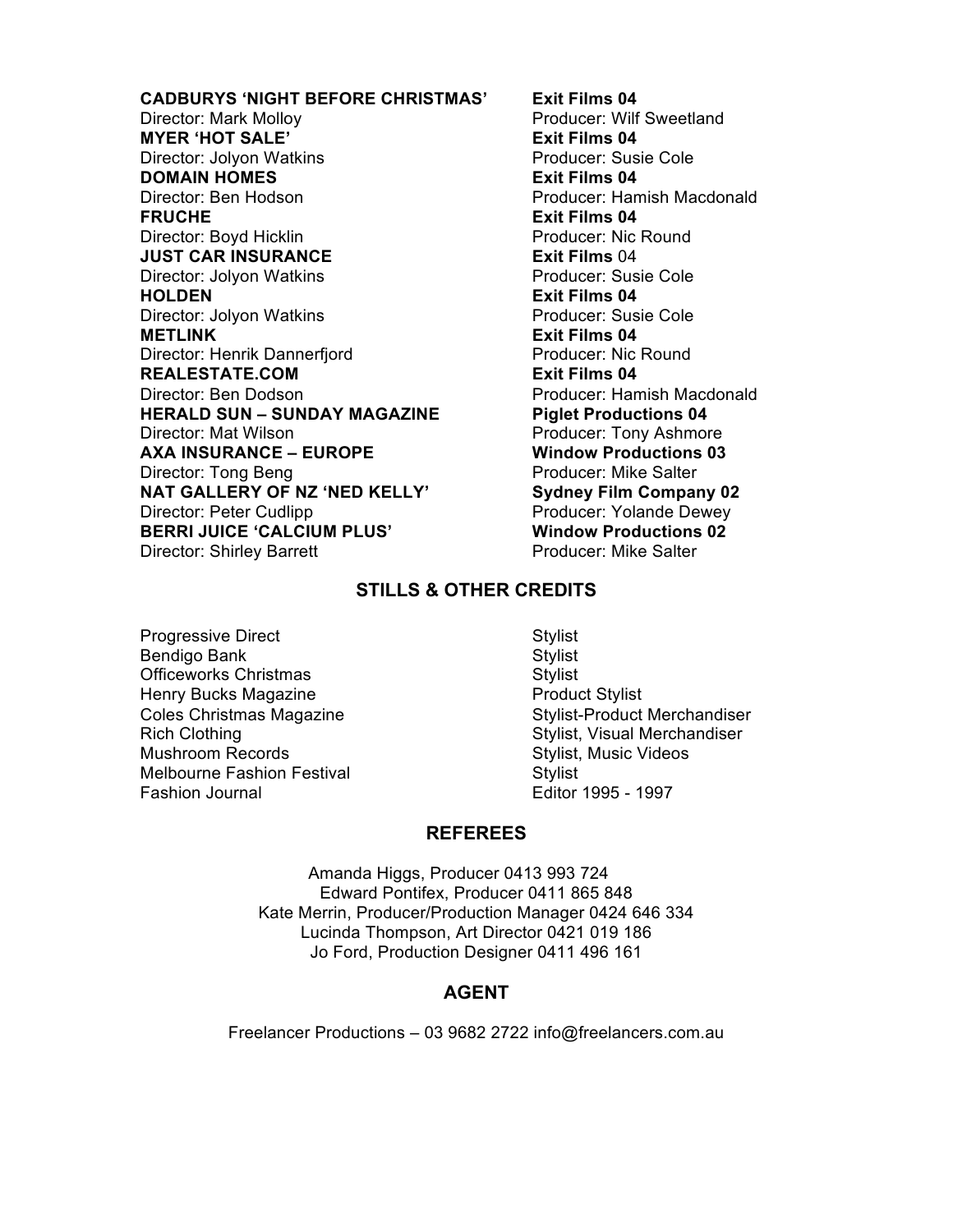**CADBURYS 'NIGHT BEFORE CHRISTMAS'** **Exit Films 04**
Director: Mark Molloy Producer: Wilf Sweetland

**MYER 'HOT SALE'** **Exit Films 04**
Director: Jolyon Watkins Producer: Susie Cole

**DOMAIN HOMES** **Exit Films 04**
Director: Ben Hodson Producer: Hamish Macdonald

**FRUCHE** **Exit Films 04**
Director: Boyd Hicklin Producer: Nic Round

**JUST CAR INSURANCE** **Exit Films** 04
Director: Jolyon Watkins Producer: Susie Cole

**HOLDEN** **Exit Films 04**
Director: Jolyon Watkins Producer: Susie Cole

**METLINK** **Exit Films 04**
Director: Henrik Dannerfjord Producer: Nic Round

**REALESTATE.COM** **Exit Films 04**
Director: Ben Dodson Producer: Hamish Macdonald

**HERALD SUN – SUNDAY MAGAZINE** **Piglet Productions 04**
Director: Mat Wilson Producer: Tony Ashmore

**AXA INSURANCE – EUROPE** **Window Productions 03**
Director: Tong Beng Producer: Mike Salter

**NAT GALLERY OF NZ 'NED KELLY'** **Sydney Film Company 02**
Director: Peter Cudlipp Producer: Yolande Dewey

**BERRI JUICE 'CALCIUM PLUS'** **Window Productions 02**
Director: Shirley Barrett Producer: Mike Salter

## STILLS & OTHER CREDITS

| | |
|---|---|
| Progressive Direct | Stylist |
| Bendigo Bank | Stylist |
| Officeworks Christmas | Stylist |
| Henry Bucks Magazine | Product Stylist |
| Coles Christmas Magazine | Stylist-Product Merchandiser |
| Rich Clothing | Stylist, Visual Merchandiser |
| Mushroom Records | Stylist, Music Videos |
| Melbourne Fashion Festival | Stylist |
| Fashion Journal | Editor 1995 - 1997 |

## REFEREES

Amanda Higgs, Producer 0413 993 724
Edward Pontifex, Producer 0411 865 848
Kate Merrin, Producer/Production Manager 0424 646 334
Lucinda Thompson, Art Director 0421 019 186
Jo Ford, Production Designer 0411 496 161

## AGENT

Freelancer Productions – 03 9682 2722 info@freelancers.com.au